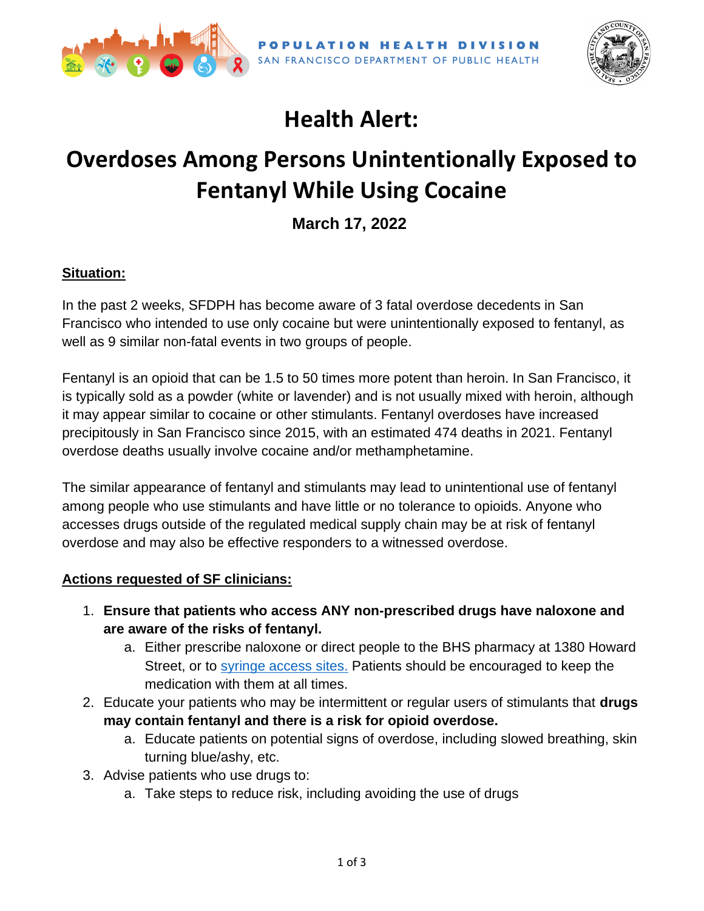POPULATION HEALTH DIVISION
SAN FRANCISCO DEPARTMENT OF PUBLIC HEALTH

# Health Alert:

# Overdoses Among Persons Unintentionally Exposed to Fentanyl While Using Cocaine

**March 17, 2022**

## Situation:

In the past 2 weeks, SFDPH has become aware of 3 fatal overdose decedents in San Francisco who intended to use only cocaine but were unintentionally exposed to fentanyl, as well as 9 similar non-fatal events in two groups of people.

Fentanyl is an opioid that can be 1.5 to 50 times more potent than heroin. In San Francisco, it is typically sold as a powder (white or lavender) and is not usually mixed with heroin, although it may appear similar to cocaine or other stimulants. Fentanyl overdoses have increased precipitously in San Francisco since 2015, with an estimated 474 deaths in 2021. Fentanyl overdose deaths usually involve cocaine and/or methamphetamine.

The similar appearance of fentanyl and stimulants may lead to unintentional use of fentanyl among people who use stimulants and have little or no tolerance to opioids. Anyone who accesses drugs outside of the regulated medical supply chain may be at risk of fentanyl overdose and may also be effective responders to a witnessed overdose.

## Actions requested of SF clinicians:

1. **Ensure that patients who access ANY non-prescribed drugs have naloxone and are aware of the risks of fentanyl.**
   a. Either prescribe naloxone or direct people to the BHS pharmacy at 1380 Howard Street, or to syringe access sites. Patients should be encouraged to keep the medication with them at all times.
2. Educate your patients who may be intermittent or regular users of stimulants that **drugs may contain fentanyl and there is a risk for opioid overdose.**
   a. Educate patients on potential signs of overdose, including slowed breathing, skin turning blue/ashy, etc.
3. Advise patients who use drugs to:
   a. Take steps to reduce risk, including avoiding the use of drugs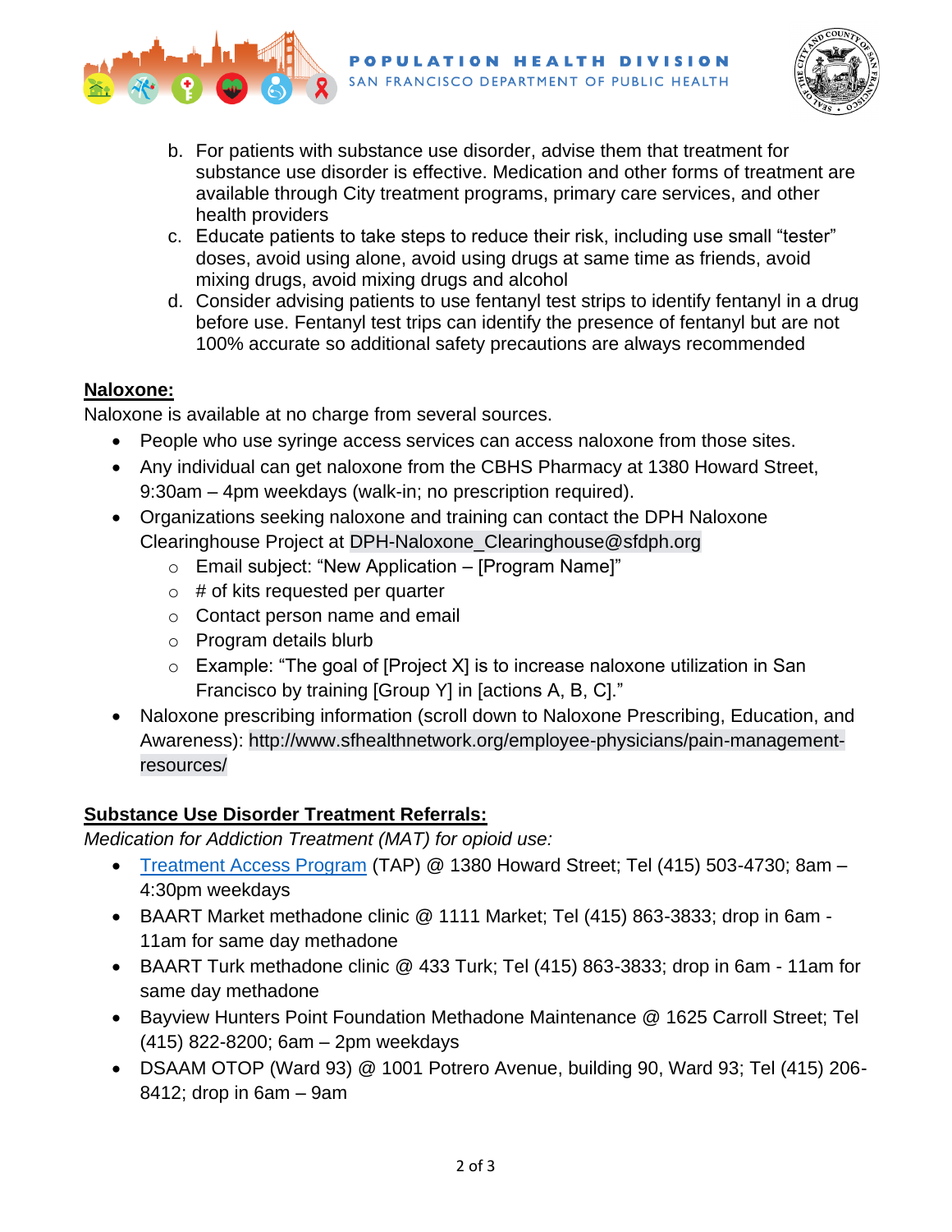b. For patients with substance use disorder, advise them that treatment for substance use disorder is effective. Medication and other forms of treatment are available through City treatment programs, primary care services, and other health providers
c. Educate patients to take steps to reduce their risk, including use small "tester" doses, avoid using alone, avoid using drugs at same time as friends, avoid mixing drugs, avoid mixing drugs and alcohol
d. Consider advising patients to use fentanyl test strips to identify fentanyl in a drug before use. Fentanyl test trips can identify the presence of fentanyl but are not 100% accurate so additional safety precautions are always recommended

**Naloxone:**

Naloxone is available at no charge from several sources.

- People who use syringe access services can access naloxone from those sites.
- Any individual can get naloxone from the CBHS Pharmacy at 1380 Howard Street, 9:30am – 4pm weekdays (walk-in; no prescription required).
- Organizations seeking naloxone and training can contact the DPH Naloxone Clearinghouse Project at DPH-Naloxone_Clearinghouse@sfdph.org
  - Email subject: "New Application – [Program Name]"
  - # of kits requested per quarter
  - Contact person name and email
  - Program details blurb
  - Example: "The goal of [Project X] is to increase naloxone utilization in San Francisco by training [Group Y] in [actions A, B, C]."
- Naloxone prescribing information (scroll down to Naloxone Prescribing, Education, and Awareness): http://www.sfhealthnetwork.org/employee-physicians/pain-management-resources/

**Substance Use Disorder Treatment Referrals:**

*Medication for Addiction Treatment (MAT) for opioid use:*

- Treatment Access Program (TAP) @ 1380 Howard Street; Tel (415) 503-4730; 8am – 4:30pm weekdays
- BAART Market methadone clinic @ 1111 Market; Tel (415) 863-3833; drop in 6am - 11am for same day methadone
- BAART Turk methadone clinic @ 433 Turk; Tel (415) 863-3833; drop in 6am - 11am for same day methadone
- Bayview Hunters Point Foundation Methadone Maintenance @ 1625 Carroll Street; Tel (415) 822-8200; 6am – 2pm weekdays
- DSAAM OTOP (Ward 93) @ 1001 Potrero Avenue, building 90, Ward 93; Tel (415) 206-8412; drop in 6am – 9am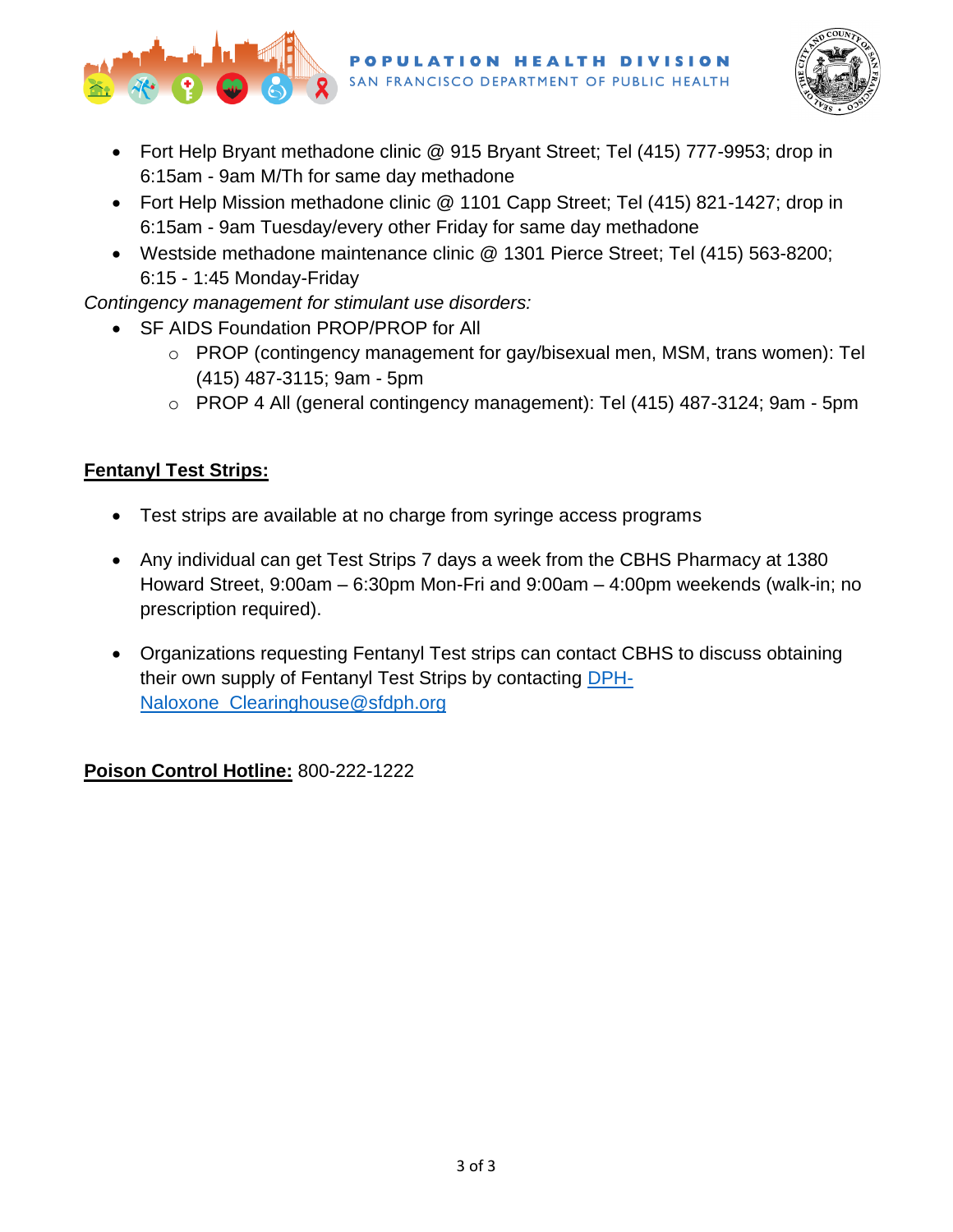- Fort Help Bryant methadone clinic @ 915 Bryant Street; Tel (415) 777-9953; drop in 6:15am - 9am M/Th for same day methadone
- Fort Help Mission methadone clinic @ 1101 Capp Street; Tel (415) 821-1427; drop in 6:15am - 9am Tuesday/every other Friday for same day methadone
- Westside methadone maintenance clinic @ 1301 Pierce Street; Tel (415) 563-8200; 6:15 - 1:45 Monday-Friday

*Contingency management for stimulant use disorders:*

- SF AIDS Foundation PROP/PROP for All
  - PROP (contingency management for gay/bisexual men, MSM, trans women): Tel (415) 487-3115; 9am - 5pm
  - PROP 4 All (general contingency management): Tel (415) 487-3124; 9am - 5pm

**Fentanyl Test Strips:**

- Test strips are available at no charge from syringe access programs
- Any individual can get Test Strips 7 days a week from the CBHS Pharmacy at 1380 Howard Street, 9:00am – 6:30pm Mon-Fri and 9:00am – 4:00pm weekends (walk-in; no prescription required).
- Organizations requesting Fentanyl Test strips can contact CBHS to discuss obtaining their own supply of Fentanyl Test Strips by contacting DPH-Naloxone_Clearinghouse@sfdph.org

**Poison Control Hotline:** 800-222-1222